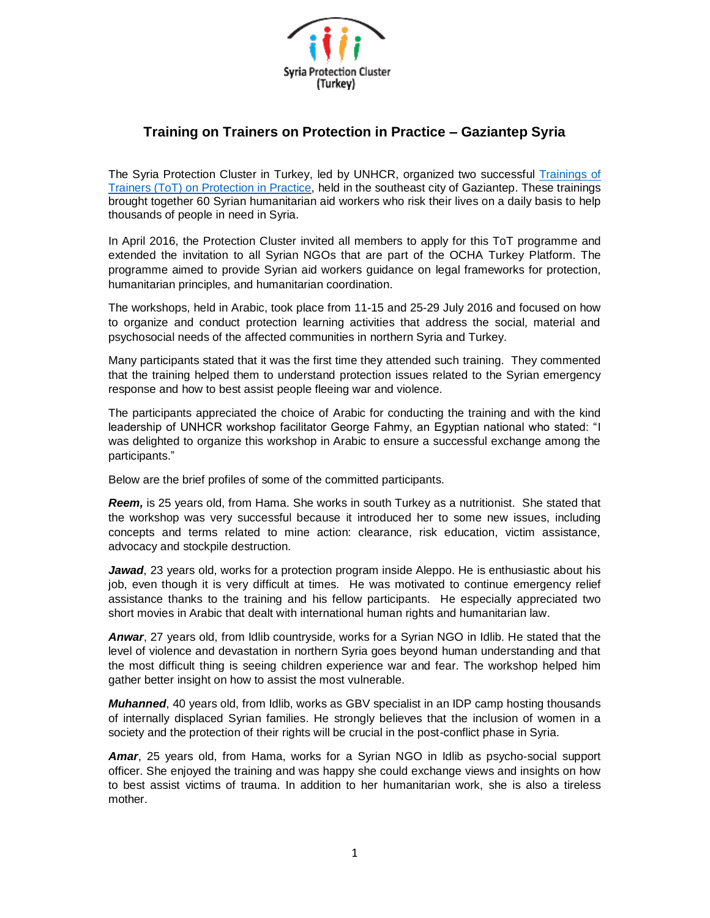Syria Protection Cluster (Turkey)

# Training on Trainers on Protection in Practice – Gaziantep Syria

The Syria Protection Cluster in Turkey, led by UNHCR, organized two successful [Trainings of Trainers (ToT) on Protection in Practice](), held in the southeast city of Gaziantep. These trainings brought together 60 Syrian humanitarian aid workers who risk their lives on a daily basis to help thousands of people in need in Syria.

In April 2016, the Protection Cluster invited all members to apply for this ToT programme and extended the invitation to all Syrian NGOs that are part of the OCHA Turkey Platform. The programme aimed to provide Syrian aid workers guidance on legal frameworks for protection, humanitarian principles, and humanitarian coordination.

The workshops, held in Arabic, took place from 11-15 and 25-29 July 2016 and focused on how to organize and conduct protection learning activities that address the social, material and psychosocial needs of the affected communities in northern Syria and Turkey.

Many participants stated that it was the first time they attended such training. They commented that the training helped them to understand protection issues related to the Syrian emergency response and how to best assist people fleeing war and violence.

The participants appreciated the choice of Arabic for conducting the training and with the kind leadership of UNHCR workshop facilitator George Fahmy, an Egyptian national who stated: "I was delighted to organize this workshop in Arabic to ensure a successful exchange among the participants."

Below are the brief profiles of some of the committed participants.

***Reem,*** is 25 years old, from Hama. She works in south Turkey as a nutritionist. She stated that the workshop was very successful because it introduced her to some new issues, including concepts and terms related to mine action: clearance, risk education, victim assistance, advocacy and stockpile destruction.

***Jawad***, 23 years old, works for a protection program inside Aleppo. He is enthusiastic about his job, even though it is very difficult at times. He was motivated to continue emergency relief assistance thanks to the training and his fellow participants. He especially appreciated two short movies in Arabic that dealt with international human rights and humanitarian law.

***Anwar***, 27 years old, from Idlib countryside, works for a Syrian NGO in Idlib. He stated that the level of violence and devastation in northern Syria goes beyond human understanding and that the most difficult thing is seeing children experience war and fear. The workshop helped him gather better insight on how to assist the most vulnerable.

***Muhanned***, 40 years old, from Idlib, works as GBV specialist in an IDP camp hosting thousands of internally displaced Syrian families. He strongly believes that the inclusion of women in a society and the protection of their rights will be crucial in the post-conflict phase in Syria.

***Amar***, 25 years old, from Hama, works for a Syrian NGO in Idlib as psycho-social support officer. She enjoyed the training and was happy she could exchange views and insights on how to best assist victims of trauma. In addition to her humanitarian work, she is also a tireless mother.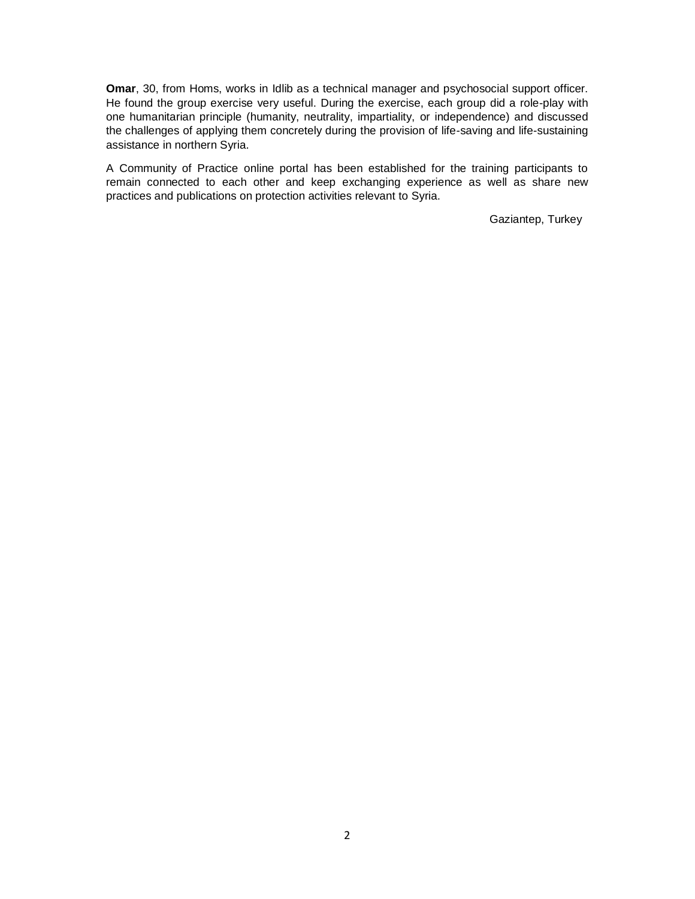**Omar**, 30, from Homs, works in Idlib as a technical manager and psychosocial support officer. He found the group exercise very useful. During the exercise, each group did a role-play with one humanitarian principle (humanity, neutrality, impartiality, or independence) and discussed the challenges of applying them concretely during the provision of life-saving and life-sustaining assistance in northern Syria.

A Community of Practice online portal has been established for the training participants to remain connected to each other and keep exchanging experience as well as share new practices and publications on protection activities relevant to Syria.

Gaziantep, Turkey